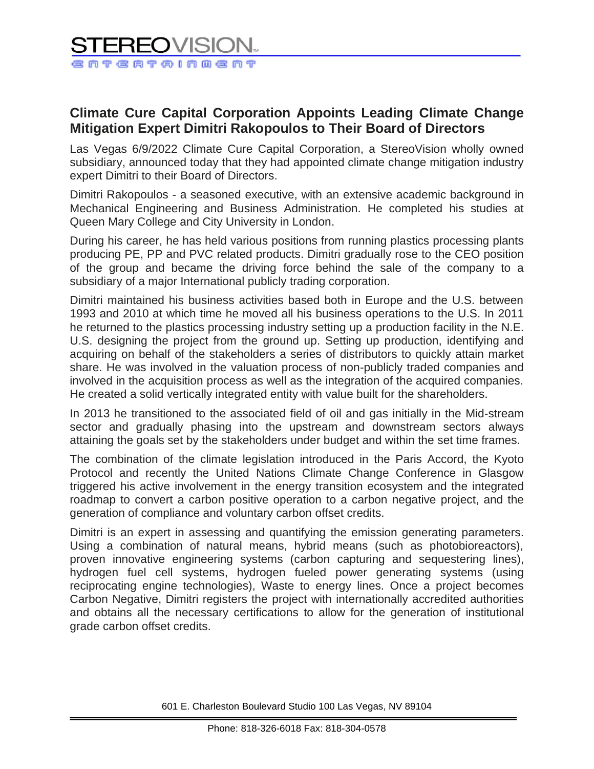STEREOVISION

ENTERTAINMENT

## Climate Cure Capital Corporation Appoints Leading Climate Change Mitigation Expert Dimitri Rakopoulos to Their Board of Directors

Las Vegas 6/9/2022 Climate Cure Capital Corporation, a StereoVision wholly owned subsidiary, announced today that they had appointed climate change mitigation industry expert Dimitri to their Board of Directors.

Dimitri Rakopoulos - a seasoned executive, with an extensive academic background in Mechanical Engineering and Business Administration. He completed his studies at Queen Mary College and City University in London.

During his career, he has held various positions from running plastics processing plants producing PE, PP and PVC related products. Dimitri gradually rose to the CEO position of the group and became the driving force behind the sale of the company to a subsidiary of a major International publicly trading corporation.

Dimitri maintained his business activities based both in Europe and the U.S. between 1993 and 2010 at which time he moved all his business operations to the U.S. In 2011 he returned to the plastics processing industry setting up a production facility in the N.E. U.S. designing the project from the ground up. Setting up production, identifying and acquiring on behalf of the stakeholders a series of distributors to quickly attain market share. He was involved in the valuation process of non-publicly traded companies and involved in the acquisition process as well as the integration of the acquired companies. He created a solid vertically integrated entity with value built for the shareholders.

In 2013 he transitioned to the associated field of oil and gas initially in the Mid-stream sector and gradually phasing into the upstream and downstream sectors always attaining the goals set by the stakeholders under budget and within the set time frames.

The combination of the climate legislation introduced in the Paris Accord, the Kyoto Protocol and recently the United Nations Climate Change Conference in Glasgow triggered his active involvement in the energy transition ecosystem and the integrated roadmap to convert a carbon positive operation to a carbon negative project, and the generation of compliance and voluntary carbon offset credits.

Dimitri is an expert in assessing and quantifying the emission generating parameters. Using a combination of natural means, hybrid means (such as photobioreactors), proven innovative engineering systems (carbon capturing and sequestering lines), hydrogen fuel cell systems, hydrogen fueled power generating systems (using reciprocating engine technologies), Waste to energy lines. Once a project becomes Carbon Negative, Dimitri registers the project with internationally accredited authorities and obtains all the necessary certifications to allow for the generation of institutional grade carbon offset credits.

601 E. Charleston Boulevard Studio 100 Las Vegas, NV 89104

Phone: 818-326-6018 Fax: 818-304-0578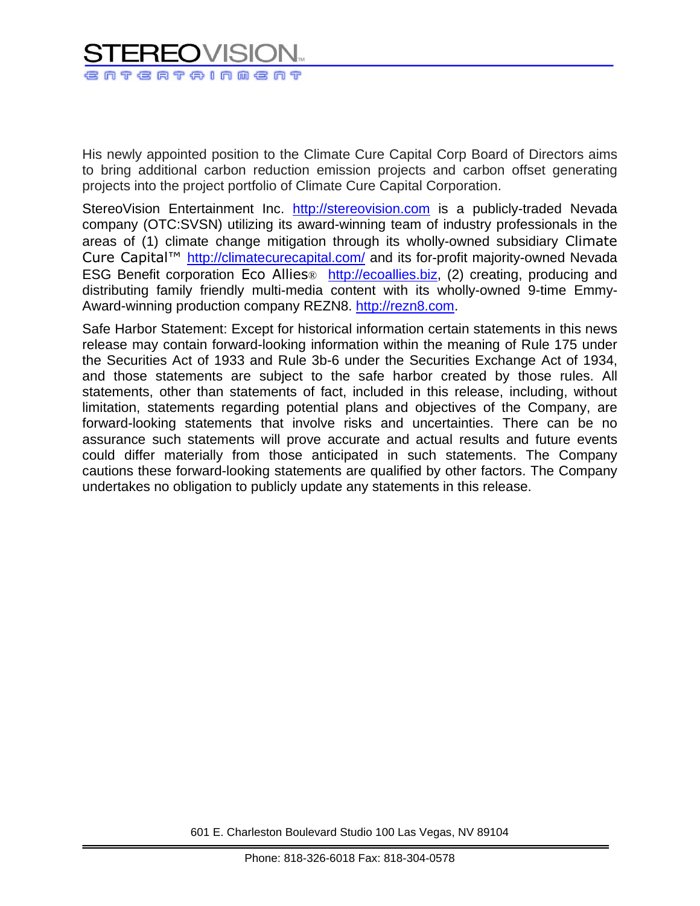His newly appointed position to the Climate Cure Capital Corp Board of Directors aims to bring additional carbon reduction emission projects and carbon offset generating projects into the project portfolio of Climate Cure Capital Corporation.

StereoVision Entertainment Inc. http://stereovision.com is a publicly-traded Nevada company (OTC:SVSN) utilizing its award-winning team of industry professionals in the areas of (1) climate change mitigation through its wholly-owned subsidiary Climate Cure Capital™ http://climatecurecapital.com/ and its for-profit majority-owned Nevada ESG Benefit corporation Eco Allies® http://ecoallies.biz, (2) creating, producing and distributing family friendly multi-media content with its wholly-owned 9-time Emmy-Award-winning production company REZN8. http://rezn8.com.

Safe Harbor Statement: Except for historical information certain statements in this news release may contain forward-looking information within the meaning of Rule 175 under the Securities Act of 1933 and Rule 3b-6 under the Securities Exchange Act of 1934, and those statements are subject to the safe harbor created by those rules. All statements, other than statements of fact, included in this release, including, without limitation, statements regarding potential plans and objectives of the Company, are forward-looking statements that involve risks and uncertainties. There can be no assurance such statements will prove accurate and actual results and future events could differ materially from those anticipated in such statements. The Company cautions these forward-looking statements are qualified by other factors. The Company undertakes no obligation to publicly update any statements in this release.